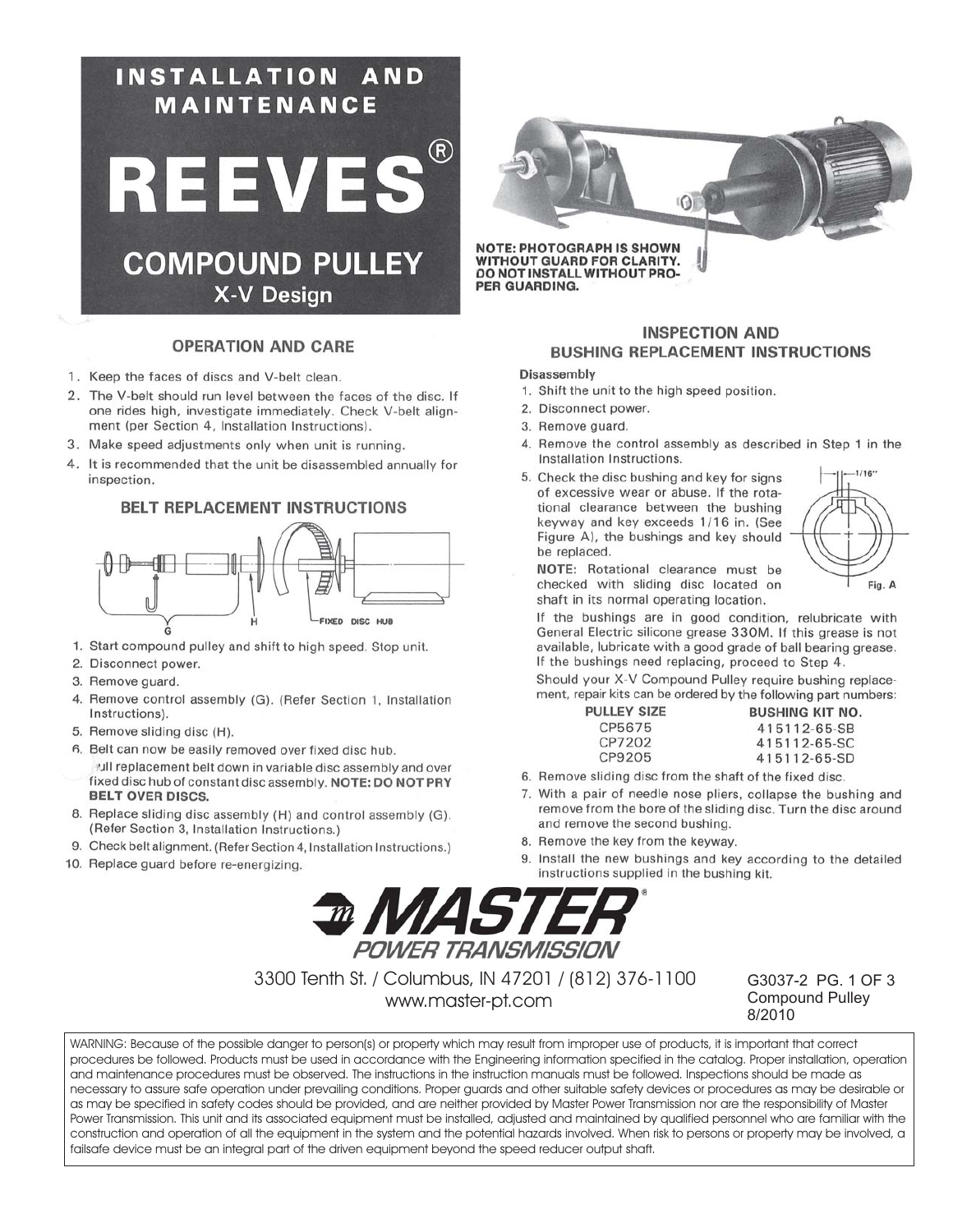# INSTALLATION AND MAINTENANCE

# REEVES®

## COMPOUND PULLEY

### X-V Design

**NOTE: PHOTOGRAPH IS SHOWN WITHOUT GUARD FOR CLARITY. DO NOT INSTALL WITHOUT PROPER GUARDING.**

## OPERATION AND CARE

1. Keep the faces of discs and V-belt clean.
2. The V-belt should run level between the faces of the disc. If one rides high, investigate immediately. Check V-belt alignment (per Section 4, Installation Instructions).
3. Make speed adjustments only when unit is running.
4. It is recommended that the unit be disassembled annually for inspection.

## BELT REPLACEMENT INSTRUCTIONS

G H FIXED DISC HUB

1. Start compound pulley and shift to high speed. Stop unit.
2. Disconnect power.
3. Remove guard.
4. Remove control assembly (G). (Refer Section 1, Installation Instructions).
5. Remove sliding disc (H).
6. Belt can now be easily removed over fixed disc hub.
7. Pull replacement belt down in variable disc assembly and over fixed disc hub of constant disc assembly. **NOTE: DO NOT PRY BELT OVER DISCS.**
8. Replace sliding disc assembly (H) and control assembly (G). (Refer Section 3, Installation Instructions.)
9. Check belt alignment. (Refer Section 4, Installation Instructions.)
10. Replace guard before re-energizing.

## INSPECTION AND BUSHING REPLACEMENT INSTRUCTIONS

**Disassembly**

1. Shift the unit to the high speed position.
2. Disconnect power.
3. Remove guard.
4. Remove the control assembly as described in Step 1 in the Installation Instructions.
5. Check the disc bushing and key for signs of excessive wear or abuse. If the rotational clearance between the bushing keyway and key exceeds 1/16 in. (See Figure A), the bushings and key should be replaced.

   **NOTE**: Rotational clearance must be checked with sliding disc located on shaft in its normal operating location.

   1/16"

   Fig. A

   If the bushings are in good condition, relubricate with General Electric silicone grease 330M. If this grease is not available, lubricate with a good grade of ball bearing grease. If the bushings need replacing, proceed to Step 4.

   Should your X-V Compound Pulley require bushing replacement, repair kits can be ordered by the following part numbers:

   | PULLEY SIZE | BUSHING KIT NO. |
   |---|---|
   | CP5675 | 415112-65-SB |
   | CP7202 | 415112-65-SC |
   | CP9205 | 415112-65-SD |

6. Remove sliding disc from the shaft of the fixed disc.
7. With a pair of needle nose pliers, collapse the bushing and remove from the bore of the sliding disc. Turn the disc around and remove the second bushing.
8. Remove the key from the keyway.
9. Install the new bushings and key according to the detailed instructions supplied in the bushing kit.

**MASTER® POWER TRANSMISSION**

3300 Tenth St. / Columbus, IN 47201 / (812) 376-1100
www.master-pt.com

G3037-2 PG. 1 OF 3
Compound Pulley
8/2010

WARNING: Because of the possible danger to person(s) or property which may result from improper use of products, it is important that correct procedures be followed. Products must be used in accordance with the Engineering information specified in the catalog. Proper installation, operation and maintenance procedures must be observed. The instructions in the instruction manuals must be followed. Inspections should be made as necessary to assure safe operation under prevailing conditions. Proper guards and other suitable safety devices or procedures as may be desirable or as may be specified in safety codes should be provided, and are neither provided by Master Power Transmission nor are the responsibility of Master Power Transmission. This unit and its associated equipment must be installed, adjusted and maintained by qualified personnel who are familiar with the construction and operation of all the equipment in the system and the potential hazards involved. When risk to persons or property may be involved, a failsafe device must be an integral part of the driven equipment beyond the speed reducer output shaft.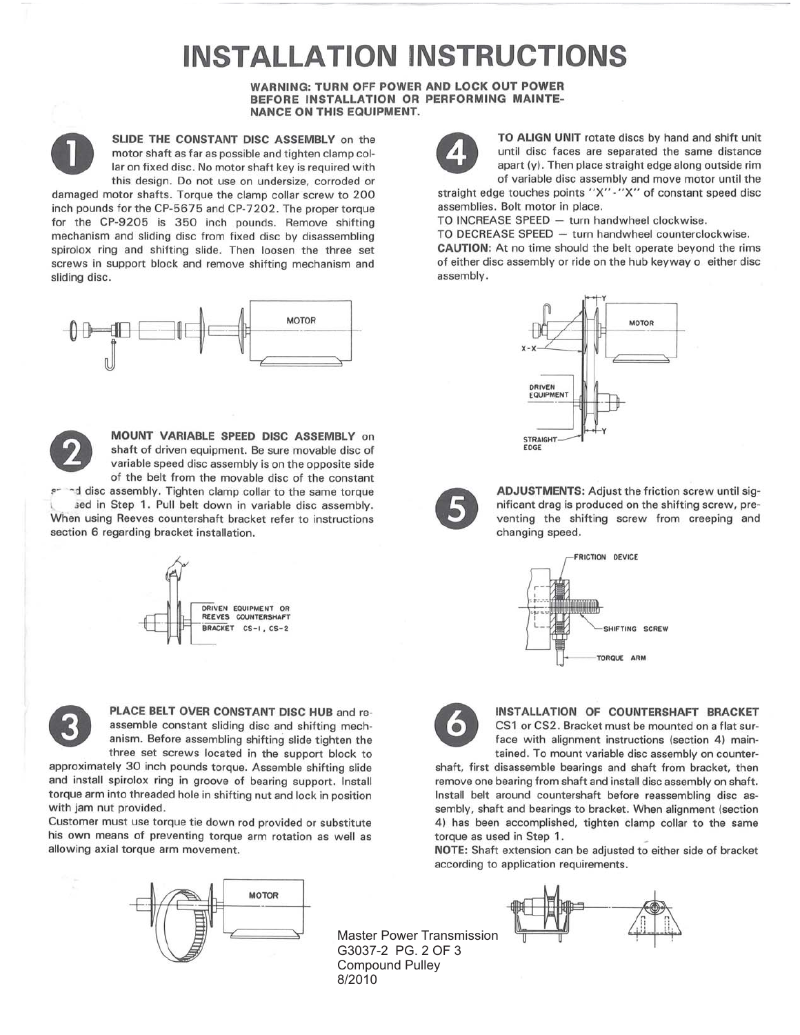# INSTALLATION INSTRUCTIONS

**WARNING: TURN OFF POWER AND LOCK OUT POWER BEFORE INSTALLATION OR PERFORMING MAINTENANCE ON THIS EQUIPMENT.**

**1** **SLIDE THE CONSTANT DISC ASSEMBLY** on the motor shaft as far as possible and tighten clamp collar on fixed disc. No motor shaft key is required with this design. Do not use on undersize, corroded or damaged motor shafts. Torque the clamp collar screw to 200 inch pounds for the CP-5675 and CP-7202. The proper torque for the CP-9205 is 350 inch pounds. Remove shifting mechanism and sliding disc from fixed disc by disassembling spirolox ring and shifting slide. Then loosen the three set screws in support block and remove shifting mechanism and sliding disc.

**2** **MOUNT VARIABLE SPEED DISC ASSEMBLY** on shaft of driven equipment. Be sure movable disc of variable speed disc assembly is on the opposite side of the belt from the movable disc of the constant speed disc assembly. Tighten clamp collar to the same torque used in Step 1. Pull belt down in variable disc assembly. When using Reeves countershaft bracket refer to instructions section 6 regarding bracket installation.

DRIVEN EQUIPMENT OR REEVES COUNTERSHAFT BRACKET CS-1, CS-2

**3** **PLACE BELT OVER CONSTANT DISC HUB** and reassemble constant sliding disc and shifting mechanism. Before assembling shifting slide tighten the three set screws located in the support block to approximately 30 inch pounds torque. Assemble shifting slide and install spirolox ring in groove of bearing support. Install torque arm into threaded hole in shifting nut and lock in position with jam nut provided.

Customer must use torque tie down rod provided or substitute his own means of preventing torque arm rotation as well as allowing axial torque arm movement.

**4** **TO ALIGN UNIT** rotate discs by hand and shift unit until disc faces are separated the same distance apart (y). Then place straight edge along outside rim of variable disc assembly and move motor until the straight edge touches points "X"-"X" of constant speed disc assemblies. Bolt motor in place.

TO INCREASE SPEED — turn handwheel clockwise.

TO DECREASE SPEED — turn handwheel counterclockwise.

**CAUTION:** At no time should the belt operate beyond the rims of either disc assembly or ride on the hub keyway o either disc assembly.

**5** **ADJUSTMENTS:** Adjust the friction screw until significant drag is produced on the shifting screw, preventing the shifting screw from creeping and changing speed.

**6** **INSTALLATION OF COUNTERSHAFT BRACKET** CS1 or CS2. Bracket must be mounted on a flat surface with alignment instructions (section 4) maintained. To mount variable disc assembly on countershaft, first disassemble bearings and shaft from bracket, then remove one bearing from shaft and install disc assembly on shaft. Install belt around countershaft before reassembling disc assembly, shaft and bearings to bracket. When alignment (section 4) has been accomplished, tighten clamp collar to the same torque as used in Step 1.

**NOTE:** Shaft extension can be adjusted to either side of bracket according to application requirements.

Master Power Transmission
G3037-2 PG. 2 OF 3
Compound Pulley
8/2010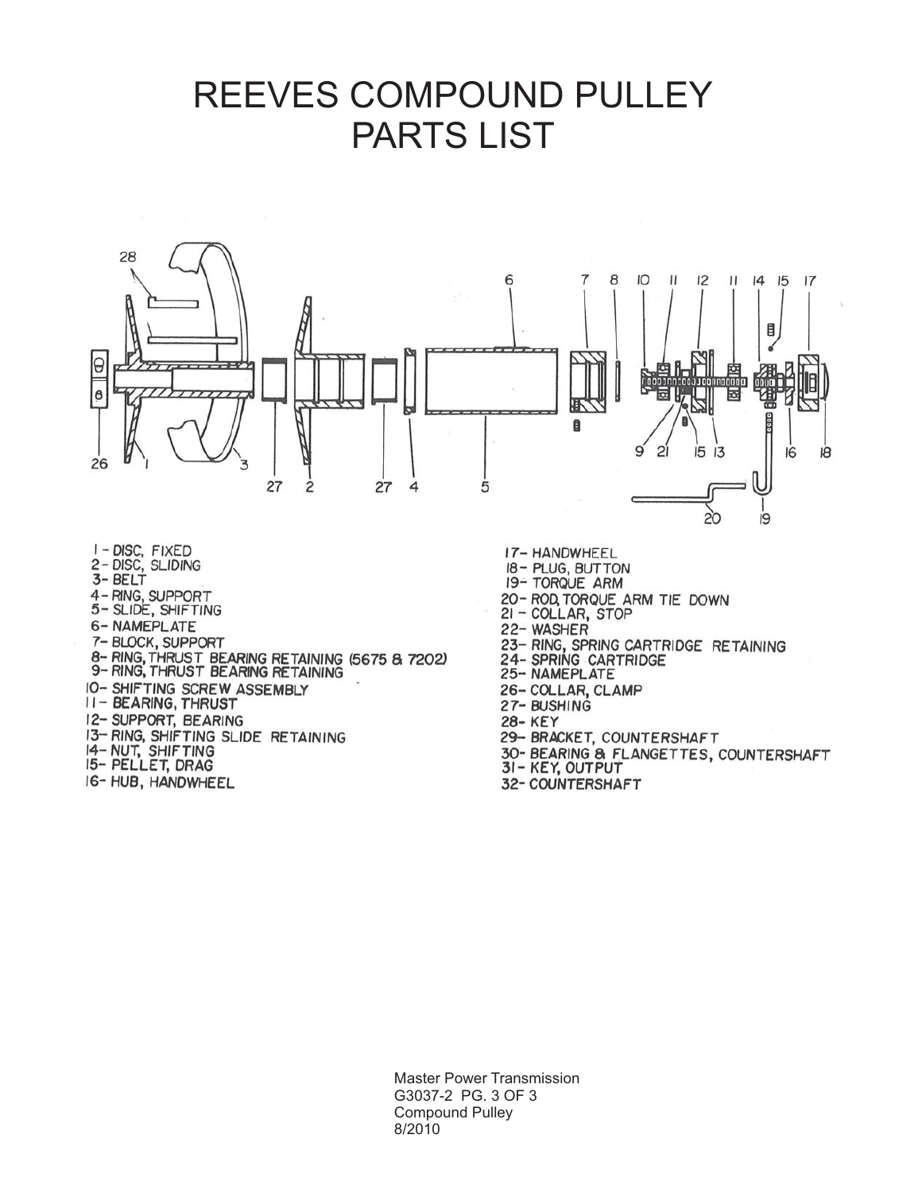# REEVES COMPOUND PULLEY PARTS LIST

1- DISC, FIXED
2- DISC, SLIDING
3- BELT
4- RING, SUPPORT
5- SLIDE, SHIFTING
6- NAMEPLATE
7- BLOCK, SUPPORT
8- RING, THRUST BEARING RETAINING (5675 & 7202)
9- RING, THRUST BEARING RETAINING
10- SHIFTING SCREW ASSEMBLY
11- BEARING, THRUST
12- SUPPORT, BEARING
13- RING, SHIFTING SLIDE RETAINING
14- NUT, SHIFTING
15- PELLET, DRAG
16- HUB, HANDWHEEL
17- HANDWHEEL
18- PLUG, BUTTON
19- TORQUE ARM
20- ROD, TORQUE ARM TIE DOWN
21- COLLAR, STOP
22- WASHER
23- RING, SPRING CARTRIDGE RETAINING
24- SPRING CARTRIDGE
25- NAMEPLATE
26- COLLAR, CLAMP
27- BUSHING
28- KEY
29- BRACKET, COUNTERSHAFT
30- BEARING & FLANGETTES, COUNTERSHAFT
31- KEY, OUTPUT
32- COUNTERSHAFT